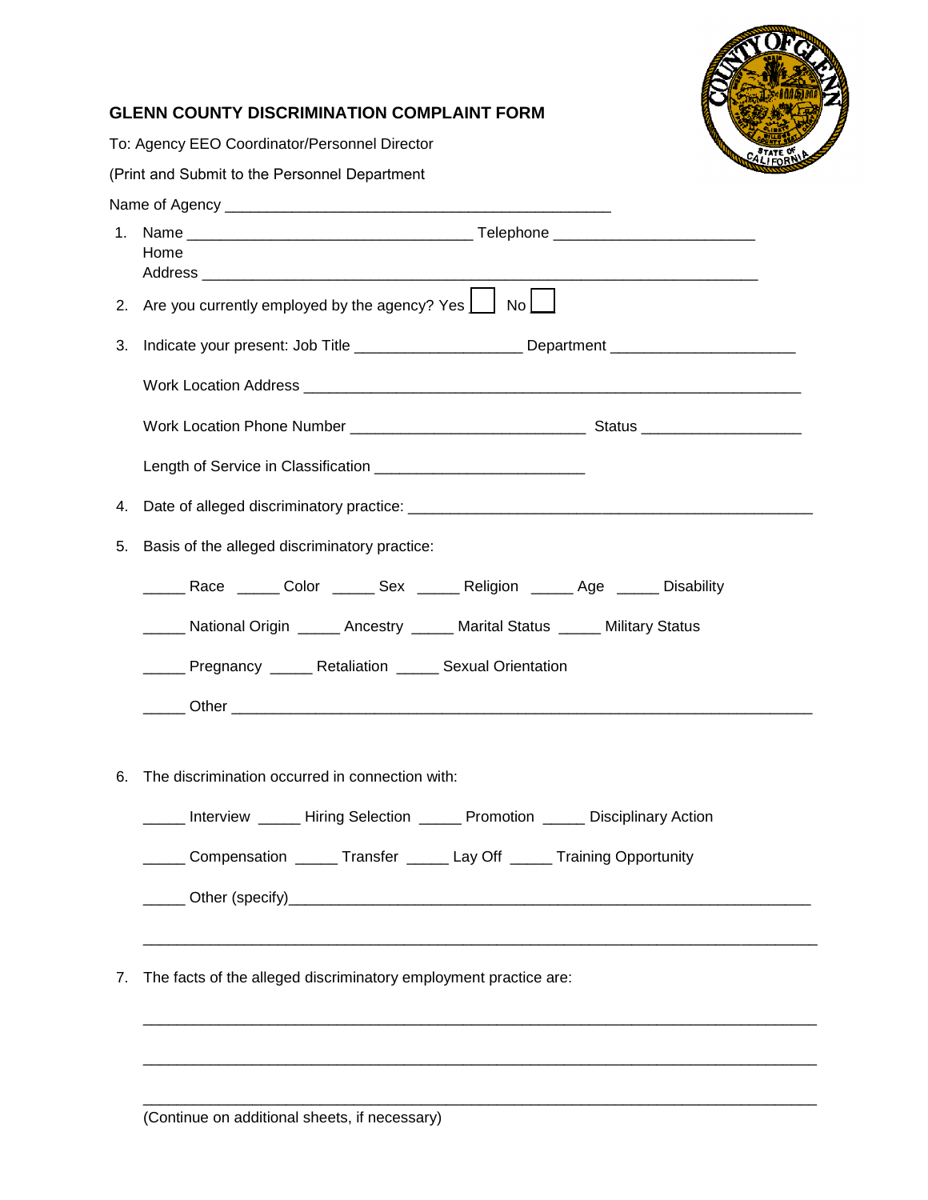# GLENN COUNTY DISCRIMINATION COMPLAINT FORM

To: Agency EEO Coordinator/Personnel Director

(Print and Submit to the Personnel Department

Name of Agency _______________________________________________

1. Name __________________________________ Telephone ________________________
   Home
   Address ________________________________________________________________
2. Are you currently employed by the agency? Yes ☐ No ☐
3. Indicate your present: Job Title ____________________ Department _____________________

   Work Location Address ____________________________________________________________

   Work Location Phone Number ___________________________ Status __________________

   Length of Service in Classification ________________________
4. Date of alleged discriminatory practice: _______________________________________________
5. Basis of the alleged discriminatory practice:

   _____ Race _____ Color _____ Sex _____ Religion _____ Age _____ Disability

   _____ National Origin _____ Ancestry _____ Marital Status _____ Military Status

   _____ Pregnancy _____ Retaliation _____ Sexual Orientation

   _____ Other _____________________________________________________________________
6. The discrimination occurred in connection with:

   _____ Interview _____ Hiring Selection _____ Promotion _____ Disciplinary Action

   _____ Compensation _____ Transfer _____ Lay Off _____ Training Opportunity

   _____ Other (specify)______________________________________________________________

   _____________________________________________________________________________
7. The facts of the alleged discriminatory employment practice are:

   _____________________________________________________________________________

   _____________________________________________________________________________

   _____________________________________________________________________________

   (Continue on additional sheets, if necessary)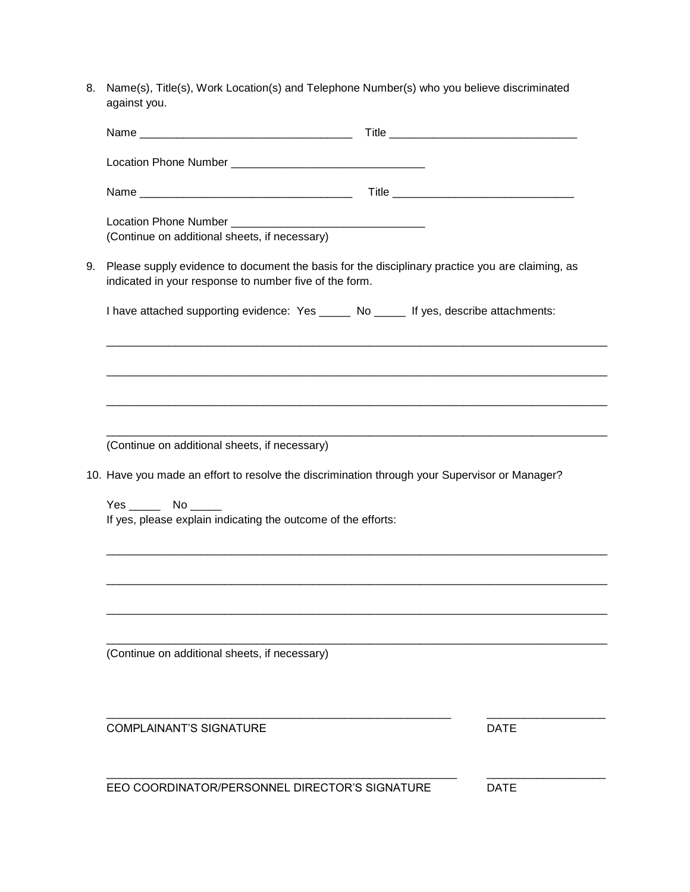8. Name(s), Title(s), Work Location(s) and Telephone Number(s) who you believe discriminated against you.

   Name __________________________________ Title ______________________________

   Location Phone Number _______________________________

   Name __________________________________ Title _____________________________

   Location Phone Number _______________________________
   (Continue on additional sheets, if necessary)

9. Please supply evidence to document the basis for the disciplinary practice you are claiming, as indicated in your response to number five of the form.

   I have attached supporting evidence: Yes _____ No _____ If yes, describe attachments:

   ________________________________________________________________________________

   ________________________________________________________________________________

   ________________________________________________________________________________

   ________________________________________________________________________________
   (Continue on additional sheets, if necessary)

10. Have you made an effort to resolve the discrimination through your Supervisor or Manager?

    Yes _____ No _____
    If yes, please explain indicating the outcome of the efforts:

    ________________________________________________________________________________

    ________________________________________________________________________________

    ________________________________________________________________________________

    ________________________________________________________________________________
    (Continue on additional sheets, if necessary)

_______________________________________________________ ___________________
COMPLAINANT'S SIGNATURE DATE

________________________________________________________ ___________________
EEO COORDINATOR/PERSONNEL DIRECTOR'S SIGNATURE DATE